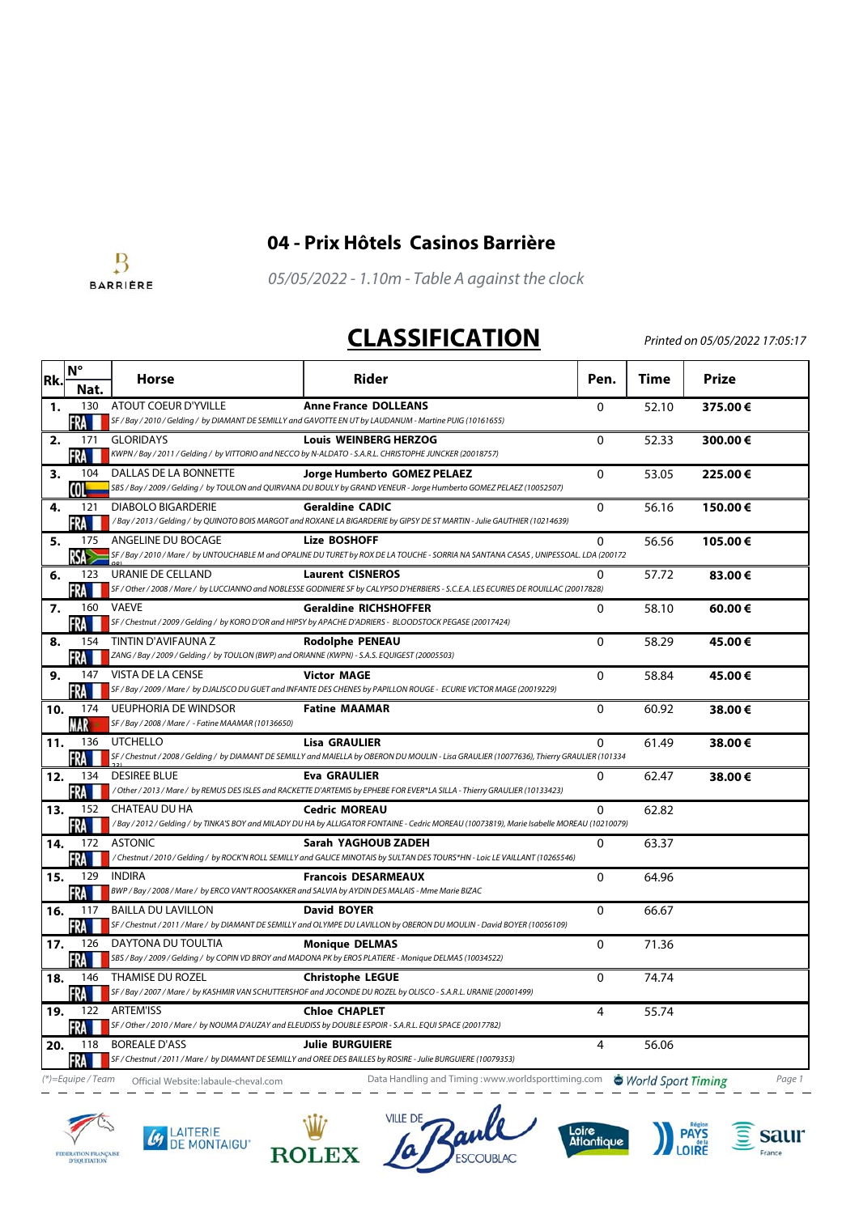BARRIÈRE

# 04 - Prix Hôtels Casinos Barrière

*05/05/2022 - 1.10m - Table A against the clock*

## CLASSIFICATION

*Printed on 05/05/2022 17:05:17*

| Rk. | N° / Nat. | Horse | Rider | Pen. | Time | Prize |
|---|---|---|---|---|---|---|
| 1. | 130 FRA | ATOUT COEUR D'YVILLE<br>*SF / Bay / 2010 / Gelding / by DIAMANT DE SEMILLY and GAVOTTE EN UT by LAUDANUM - Martine PUIG (10161655)* | **Anne France DOLLEANS** | 0 | 52.10 | **375.00 €** |
| 2. | 171 FRA | GLORIDAYS<br>*KWPN / Bay / 2011 / Gelding / by VITTORIO and NECCO by N-ALDATO - S.A.R.L. CHRISTOPHE JUNCKER (20018757)* | **Louis WEINBERG HERZOG** | 0 | 52.33 | **300.00 €** |
| 3. | 104 COL | DALLAS DE LA BONNETTE<br>*SBS / Bay / 2009 / Gelding / by TOULON and QUIRVANA DU BOULY by GRAND VENEUR - Jorge Humberto GOMEZ PELAEZ (10052507)* | **Jorge Humberto GOMEZ PELAEZ** | 0 | 53.05 | **225.00 €** |
| 4. | 121 FRA | DIABOLO BIGARDERIE<br>*/ Bay / 2013 / Gelding / by QUINOTO BOIS MARGOT and ROXANE LA BIGARDERIE by GIPSY DE ST MARTIN - Julie GAUTHIER (10214639)* | **Geraldine CADIC** | 0 | 56.16 | **150.00 €** |
| 5. | 175 RSA | ANGELINE DU BOCAGE<br>*SF / Bay / 2010 / Mare / by UNTOUCHABLE M and OPALINE DU TURET by ROX DE LA TOUCHE - SORRIA NA SANTANA CASAS , UNIPESSOAL. LDA (20017298)* | **Lize BOSHOFF** | 0 | 56.56 | **105.00 €** |
| 6. | 123 FRA | URANIE DE CELLAND<br>*SF / Other / 2008 / Mare / by LUCCIANNO and NOBLESSE GODINIERE SF by CALYPSO D'HERBIERS - S.C.E.A. LES ECURIES DE ROUILLAC (20017828)* | **Laurent CISNEROS** | 0 | 57.72 | **83.00 €** |
| 7. | 160 FRA | VAEVE<br>*SF / Chestnut / 2009 / Gelding / by KORO D'OR and HIPSY by APACHE D'ADRIERS - BLOODSTOCK PEGASE (20017424)* | **Geraldine RICHSHOFFER** | 0 | 58.10 | **60.00 €** |
| 8. | 154 FRA | TINTIN D'AVIFAUNA Z<br>*ZANG / Bay / 2009 / Gelding / by TOULON (BWP) and ORIANNE (KWPN) - S.A.S. EQUIGEST (20005503)* | **Rodolphe PENEAU** | 0 | 58.29 | **45.00 €** |
| 9. | 147 FRA | VISTA DE LA CENSE<br>*SF / Bay / 2009 / Mare / by DJALISCO DU GUET and INFANTE DES CHENES by PAPILLON ROUGE - ECURIE VICTOR MAGE (20019229)* | **Victor MAGE** | 0 | 58.84 | **45.00 €** |
| 10. | 174 MAR | UEUPHORIA DE WINDSOR<br>*SF / Bay / 2008 / Mare / - Fatine MAAMAR (10136650)* | **Fatine MAAMAR** | 0 | 60.92 | **38.00 €** |
| 11. | 136 FRA | UTCHELLO<br>*SF / Chestnut / 2008 / Gelding / by DIAMANT DE SEMILLY and MAIELLA by OBERON DU MOULIN - Lisa GRAULIER (10077636), Thierry GRAULIER (10133421)* | **Lisa GRAULIER** | 0 | 61.49 | **38.00 €** |
| 12. | 134 FRA | DESIREE BLUE<br>*/ Other / 2013 / Mare / by REMUS DES ISLES and RACKETTE D'ARTEMIS by EPHEBE FOR EVER*LA SILLA - Thierry GRAULIER (10133423)* | **Eva GRAULIER** | 0 | 62.47 | **38.00 €** |
| 13. | 152 FRA | CHATEAU DU HA<br>*/ Bay / 2012 / Gelding / by TINKA'S BOY and MILADY DU HA by ALLIGATOR FONTAINE - Cedric MOREAU (10073819), Marie Isabelle MOREAU (10210079)* | **Cedric MOREAU** | 0 | 62.82 | |
| 14. | 172 FRA | ASTONIC<br>*/ Chestnut / 2010 / Gelding / by ROCK'N ROLL SEMILLY and GALICE MINOTAIS by SULTAN DES TOURS*HN - Loic LE VAILLANT (10265546)* | **Sarah YAGHOUB ZADEH** | 0 | 63.37 | |
| 15. | 129 FRA | INDIRA<br>*BWP / Bay / 2008 / Mare / by ERCO VAN'T ROOSAKKER and SALVIA by AYDIN DES MALAIS - Mme Marie BIZAC* | **Francois DESARMEAUX** | 0 | 64.96 | |
| 16. | 117 FRA | BAILLA DU LAVILLON<br>*SF / Chestnut / 2011 / Mare / by DIAMANT DE SEMILLY and OLYMPE DU LAVILLON by OBERON DU MOULIN - David BOYER (10056109)* | **David BOYER** | 0 | 66.67 | |
| 17. | 126 FRA | DAYTONA DU TOULTIA<br>*SBS / Bay / 2009 / Gelding / by COPIN VD BROY and MADONA PK by EROS PLATIERE - Monique DELMAS (10034522)* | **Monique DELMAS** | 0 | 71.36 | |
| 18. | 146 FRA | THAMISE DU ROZEL<br>*SF / Bay / 2007 / Mare / by KASHMIR VAN SCHUTTERSHOF and JOCONDE DU ROZEL by OLISCO - S.A.R.L. URANIE (20001499)* | **Christophe LEGUE** | 0 | 74.74 | |
| 19. | 122 FRA | ARTEM'ISS<br>*SF / Other / 2010 / Mare / by NOUMA D'AUZAY and ELEUDISS by DOUBLE ESPOIR - S.A.R.L. EQUI SPACE (20017782)* | **Chloe CHAPLET** | 4 | 55.74 | |
| 20. | 118 FRA | BOREALE D'ASS<br>*SF / Chestnut / 2011 / Mare / by DIAMANT DE SEMILLY and OREE DES BAILLES by ROSIRE - Julie BURGUIERE (10079353)* | **Julie BURGUIERE** | 4 | 56.06 | |

(*)=Equipe / Team  Official Website:labaule-cheval.com  Data Handling and Timing :www.worldsporttiming.com  World Sport Timing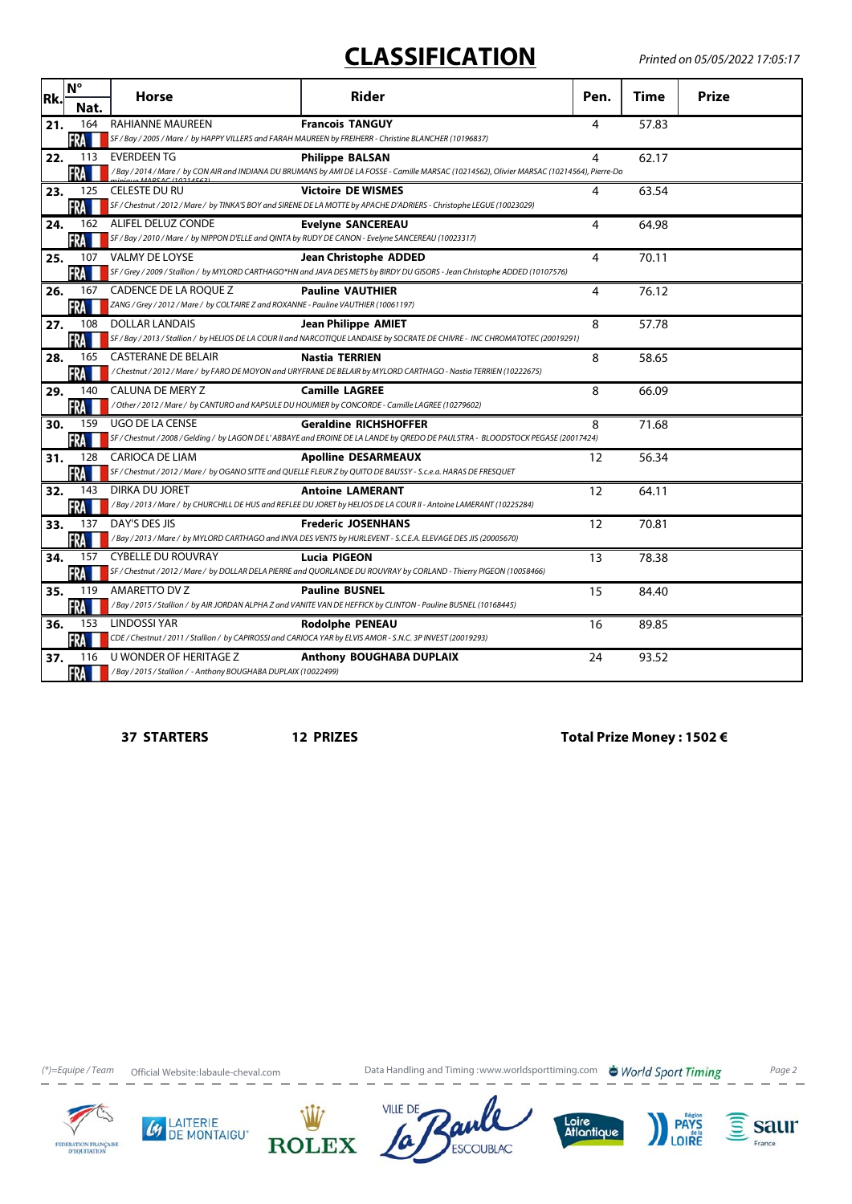# CLASSIFICATION

*Printed on 05/05/2022 17:05:17*

| Rk. | N° Nat. | Horse | Rider | Pen. | Time | Prize |
|---|---|---|---|---|---|---|
| 21. | 164 FRA | RAHIANNE MAUREEN<br>*SF / Bay / 2005 / Mare / by HAPPY VILLERS and FARAH MAUREEN by FREIHERR - Christine BLANCHER (10196837)* | **Francois TANGUY** | 4 | 57.83 | |
| 22. | 113 FRA | EVERDEEN TG<br>*/ Bay / 2014 / Mare / by CON AIR and INDIANA DU BRUMANS by AMI DE LA FOSSE - Camille MARSAC (10214562), Olivier MARSAC (10214564), Pierre-Do minique MARSAC (10214563)* | **Philippe BALSAN** | 4 | 62.17 | |
| 23. | 125 FRA | CELESTE DU RU<br>*SF / Chestnut / 2012 / Mare / by TINKA'S BOY and SIRENE DE LA MOTTE by APACHE D'ADRIERS - Christophe LEGUE (10023029)* | **Victoire DE WISMES** | 4 | 63.54 | |
| 24. | 162 FRA | ALIFEL DELUZ CONDE<br>*SF / Bay / 2010 / Mare / by NIPPON D'ELLE and QINTA by RUDY DE CANON - Evelyne SANCEREAU (10023317)* | **Evelyne SANCEREAU** | 4 | 64.98 | |
| 25. | 107 FRA | VALMY DE LOYSE<br>*SF / Grey / 2009 / Stallion / by MYLORD CARTHAGO*HN and JAVA DES METS by BIRDY DU GISORS - Jean Christophe ADDED (10107576)* | **Jean Christophe ADDED** | 4 | 70.11 | |
| 26. | 167 FRA | CADENCE DE LA ROQUE Z<br>*ZANG / Grey / 2012 / Mare / by COLTAIRE Z and ROXANNE - Pauline VAUTHIER (10061197)* | **Pauline VAUTHIER** | 4 | 76.12 | |
| 27. | 108 FRA | DOLLAR LANDAIS<br>*SF / Bay / 2013 / Stallion / by HELIOS DE LA COUR II and NARCOTIQUE LANDAISE by SOCRATE DE CHIVRE - INC CHROMATOTEC (20019291)* | **Jean Philippe AMIET** | 8 | 57.78 | |
| 28. | 165 FRA | CASTERANE DE BELAIR<br>*/ Chestnut / 2012 / Mare / by FARO DE MOYON and URYFRANE DE BELAIR by MYLORD CARTHAGO - Nastia TERRIEN (10222675)* | **Nastia TERRIEN** | 8 | 58.65 | |
| 29. | 140 FRA | CALUNA DE MERY Z<br>*/ Other / 2012 / Mare / by CANTURO and KAPSULE DU HOUMIER by CONCORDE - Camille LAGREE (10279602)* | **Camille LAGREE** | 8 | 66.09 | |
| 30. | 159 FRA | UGO DE LA CENSE<br>*SF / Chestnut / 2008 / Gelding / by LAGON DE L' ABBAYE and EROINE DE LA LANDE by QREDO DE PAULSTRA - BLOODSTOCK PEGASE (20017424)* | **Geraldine RICHSHOFFER** | 8 | 71.68 | |
| 31. | 128 FRA | CARIOCA DE LIAM<br>*SF / Chestnut / 2012 / Mare / by OGANO SITTE and QUELLE FLEUR Z by QUITO DE BAUSSY - S.c.e.a. HARAS DE FRESQUET* | **Apolline DESARMEAUX** | 12 | 56.34 | |
| 32. | 143 FRA | DIRKA DU JORET<br>*/ Bay / 2013 / Mare / by CHURCHILL DE HUS and REFLEE DU JORET by HELIOS DE LA COUR II - Antoine LAMERANT (10225284)* | **Antoine LAMERANT** | 12 | 64.11 | |
| 33. | 137 FRA | DAY'S DES JIS<br>*/ Bay / 2013 / Mare / by MYLORD CARTHAGO and INVA DES VENTS by HURLEVENT - S.C.E.A. ELEVAGE DES JIS (20005670)* | **Frederic JOSENHANS** | 12 | 70.81 | |
| 34. | 157 FRA | CYBELLE DU ROUVRAY<br>*SF / Chestnut / 2012 / Mare / by DOLLAR DELA PIERRE and QUORLANDE DU ROUVRAY by CORLAND - Thierry PIGEON (10058466)* | **Lucia PIGEON** | 13 | 78.38 | |
| 35. | 119 FRA | AMARETTO DV Z<br>*/ Bay / 2015 / Stallion / by AIR JORDAN ALPHA Z and VANITE VAN DE HEFFICK by CLINTON - Pauline BUSNEL (10168445)* | **Pauline BUSNEL** | 15 | 84.40 | |
| 36. | 153 FRA | LINDOSSI YAR<br>*CDE / Chestnut / 2011 / Stallion / by CAPIROSSI and CARIOCA YAR by ELVIS AMOR - S.N.C. 3P INVEST (20019293)* | **Rodolphe PENEAU** | 16 | 89.85 | |
| 37. | 116 FRA | U WONDER OF HERITAGE Z<br>*/ Bay / 2015 / Stallion / - Anthony BOUGHABA DUPLAIX (10022499)* | **Anthony BOUGHABA DUPLAIX** | 24 | 93.52 | |

**37 STARTERS** **12 PRIZES** **Total Prize Money : 1502 €**

(*)=Equipe / Team Official Website:labaule-cheval.com Data Handling and Timing :www.worldsporttiming.com World Sport Timing